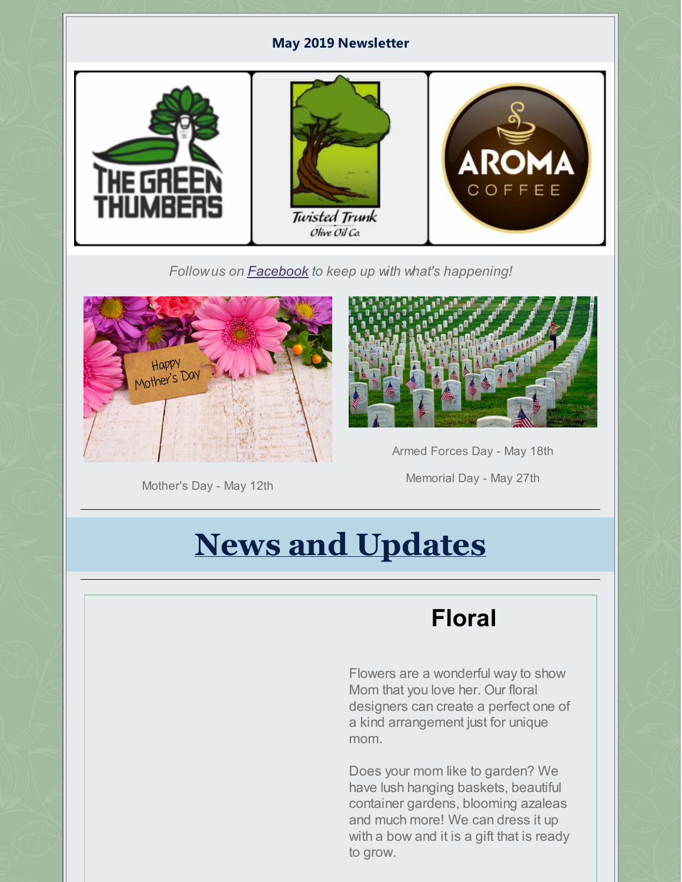**May 2019 Newsletter**

*Follow us on Facebook to keep up with what's happening!*

Mother's Day - May 12th

Armed Forces Day - May 18th

Memorial Day - May 27th

# News and Updates

## Floral

Flowers are a wonderful way to show Mom that you love her. Our floral designers can create a perfect one of a kind arrangement just for unique mom.

Does your mom like to garden? We have lush hanging baskets, beautiful container gardens, blooming azaleas and much more! We can dress it up with a bow and it is a gift that is ready to grow.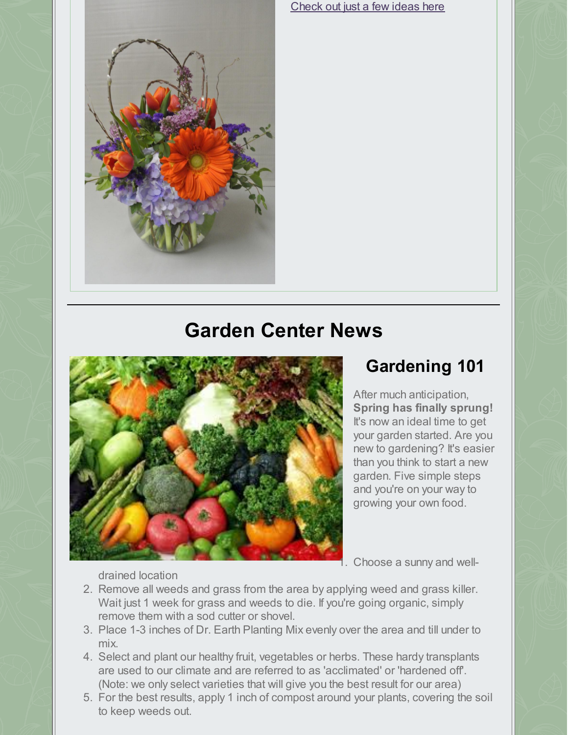[Check out just a few ideas here]

## Garden Center News

### Gardening 101

After much anticipation, **Spring has finally sprung!** It's now an ideal time to get your garden started. Are you new to gardening? It's easier than you think to start a new garden. Five simple steps and you're on your way to growing your own food.

1. Choose a sunny and well-drained location
2. Remove all weeds and grass from the area by applying weed and grass killer. Wait just 1 week for grass and weeds to die. If you're going organic, simply remove them with a sod cutter or shovel.
3. Place 1-3 inches of Dr. Earth Planting Mix evenly over the area and till under to mix.
4. Select and plant our healthy fruit, vegetables or herbs. These hardy transplants are used to our climate and are referred to as 'acclimated' or 'hardened off'. (Note: we only select varieties that will give you the best result for our area)
5. For the best results, apply 1 inch of compost around your plants, covering the soil to keep weeds out.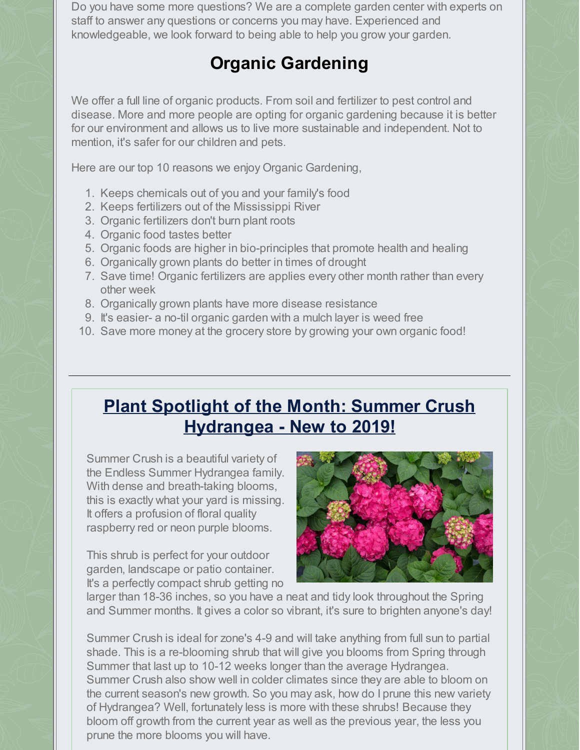Do you have some more questions? We are a complete garden center with experts on staff to answer any questions or concerns you may have. Experienced and knowledgeable, we look forward to being able to help you grow your garden.

## Organic Gardening

We offer a full line of organic products. From soil and fertilizer to pest control and disease. More and more people are opting for organic gardening because it is better for our environment and allows us to live more sustainable and independent. Not to mention, it's safer for our children and pets.

Here are our top 10 reasons we enjoy Organic Gardening,

1. Keeps chemicals out of you and your family's food
2. Keeps fertilizers out of the Mississippi River
3. Organic fertilizers don't burn plant roots
4. Organic food tastes better
5. Organic foods are higher in bio-principles that promote health and healing
6. Organically grown plants do better in times of drought
7. Save time! Organic fertilizers are applies every other month rather than every other week
8. Organically grown plants have more disease resistance
9. It's easier- a no-til organic garden with a mulch layer is weed free
10. Save more money at the grocery store by growing your own organic food!

---

## Plant Spotlight of the Month: Summer Crush Hydrangea - New to 2019!

Summer Crush is a beautiful variety of the Endless Summer Hydrangea family. With dense and breath-taking blooms, this is exactly what your yard is missing. It offers a profusion of floral quality raspberry red or neon purple blooms.

This shrub is perfect for your outdoor garden, landscape or patio container. It's a perfectly compact shrub getting no larger than 18-36 inches, so you have a neat and tidy look throughout the Spring and Summer months. It gives a color so vibrant, it's sure to brighten anyone's day!

Summer Crush is ideal for zone's 4-9 and will take anything from full sun to partial shade. This is a re-blooming shrub that will give you blooms from Spring through Summer that last up to 10-12 weeks longer than the average Hydrangea. Summer Crush also show well in colder climates since they are able to bloom on the current season's new growth. So you may ask, how do I prune this new variety of Hydrangea? Well, fortunately less is more with these shrubs! Because they bloom off growth from the current year as well as the previous year, the less you prune the more blooms you will have.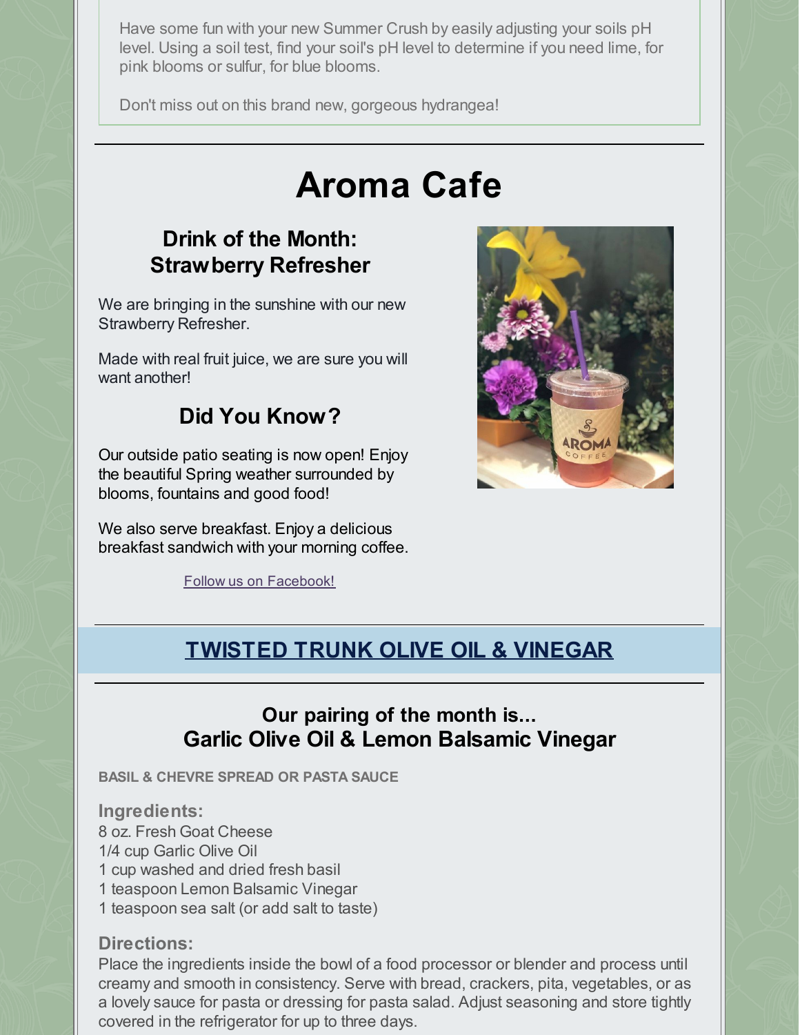Have some fun with your new Summer Crush by easily adjusting your soils pH level. Using a soil test, find your soil's pH level to determine if you need lime, for pink blooms or sulfur, for blue blooms.

Don't miss out on this brand new, gorgeous hydrangea!

# Aroma Cafe

## Drink of the Month: Strawberry Refresher

We are bringing in the sunshine with our new Strawberry Refresher.

Made with real fruit juice, we are sure you will want another!

## Did You Know?

Our outside patio seating is now open! Enjoy the beautiful Spring weather surrounded by blooms, fountains and good food!

We also serve breakfast. Enjoy a delicious breakfast sandwich with your morning coffee.

Follow us on Facebook!

## TWISTED TRUNK OLIVE OIL & VINEGAR

### Our pairing of the month is... Garlic Olive Oil & Lemon Balsamic Vinegar

**BASIL & CHEVRE SPREAD OR PASTA SAUCE**

**Ingredients:**

8 oz. Fresh Goat Cheese
1/4 cup Garlic Olive Oil
1 cup washed and dried fresh basil
1 teaspoon Lemon Balsamic Vinegar
1 teaspoon sea salt (or add salt to taste)

**Directions:**

Place the ingredients inside the bowl of a food processor or blender and process until creamy and smooth in consistency. Serve with bread, crackers, pita, vegetables, or as a lovely sauce for pasta or dressing for pasta salad. Adjust seasoning and store tightly covered in the refrigerator for up to three days.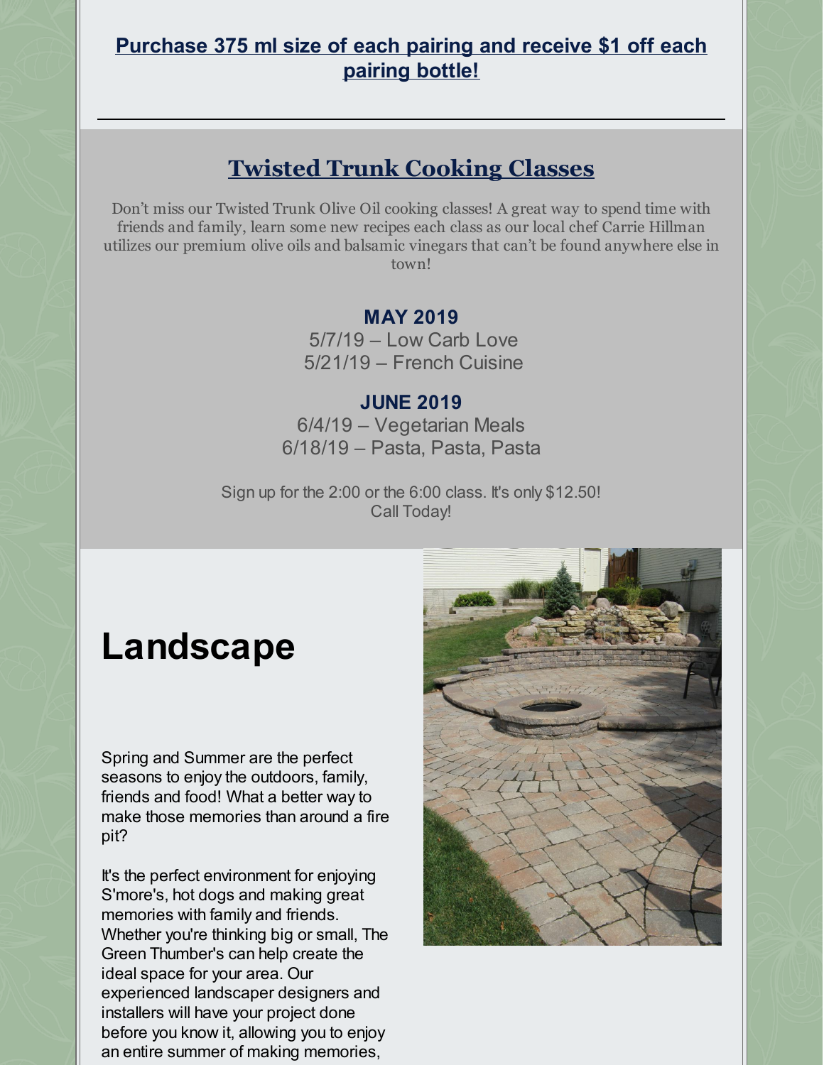**Purchase 375 ml size of each pairing and receive $1 off each pairing bottle!**

---

## Twisted Trunk Cooking Classes

Don't miss our Twisted Trunk Olive Oil cooking classes! A great way to spend time with friends and family, learn some new recipes each class as our local chef Carrie Hillman utilizes our premium olive oils and balsamic vinegars that can't be found anywhere else in town!

**MAY 2019**

5/7/19 – Low Carb Love
5/21/19 – French Cuisine

**JUNE 2019**

6/4/19 – Vegetarian Meals
6/18/19 – Pasta, Pasta, Pasta

Sign up for the 2:00 or the 6:00 class. It's only $12.50!
Call Today!

# Landscape

Spring and Summer are the perfect seasons to enjoy the outdoors, family, friends and food! What a better way to make those memories than around a fire pit?

It's the perfect environment for enjoying S'more's, hot dogs and making great memories with family and friends. Whether you're thinking big or small, The Green Thumber's can help create the ideal space for your area. Our experienced landscaper designers and installers will have your project done before you know it, allowing you to enjoy an entire summer of making memories,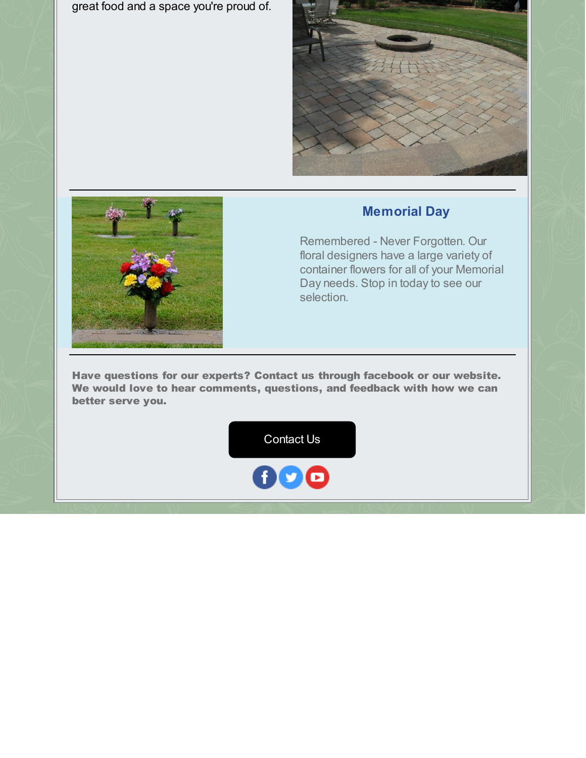great food and a space you're proud of.

## Memorial Day

Remembered - Never Forgotten. Our floral designers have a large variety of container flowers for all of your Memorial Day needs. Stop in today to see our selection.

**Have questions for our experts? Contact us through facebook or our website. We would love to hear comments, questions, and feedback with how we can better serve you.**

Contact Us